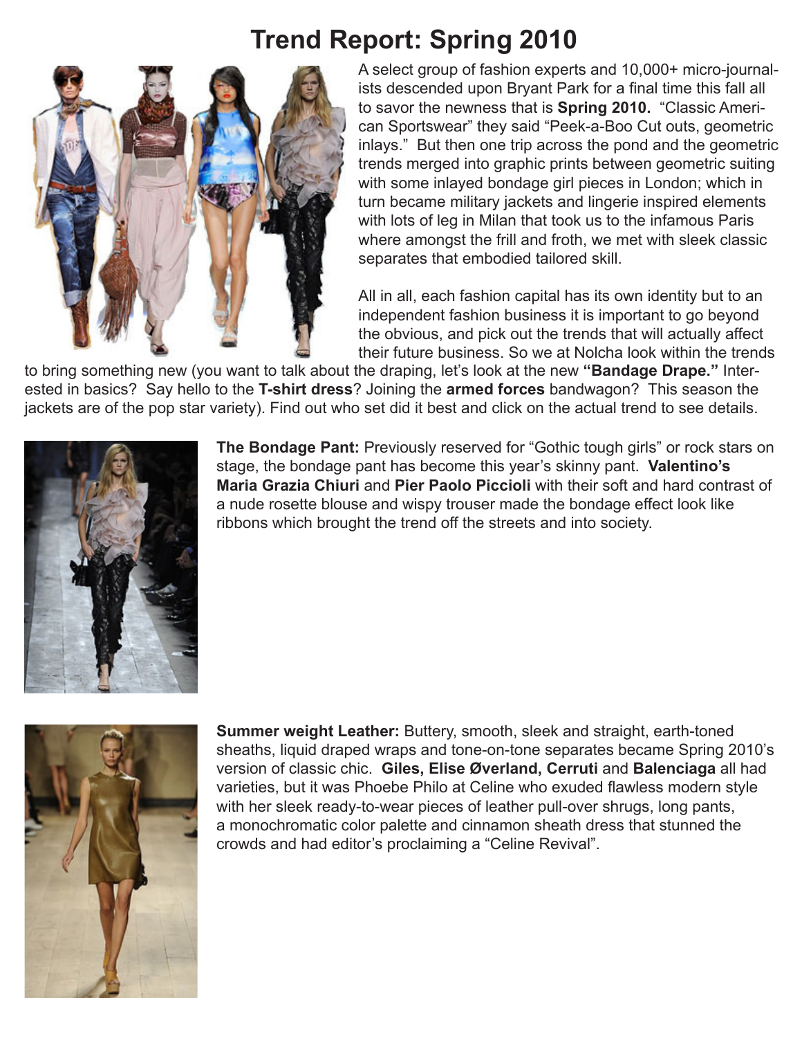# Trend Report: Spring 2010

A select group of fashion experts and 10,000+ micro-journalists descended upon Bryant Park for a final time this fall all to savor the newness that is **Spring 2010.** "Classic American Sportswear" they said "Peek-a-Boo Cut outs, geometric inlays." But then one trip across the pond and the geometric trends merged into graphic prints between geometric suiting with some inlayed bondage girl pieces in London; which in turn became military jackets and lingerie inspired elements with lots of leg in Milan that took us to the infamous Paris where amongst the frill and froth, we met with sleek classic separates that embodied tailored skill.

All in all, each fashion capital has its own identity but to an independent fashion business it is important to go beyond the obvious, and pick out the trends that will actually affect their future business. So we at Nolcha look within the trends to bring something new (you want to talk about the draping, let's look at the new **"Bandage Drape."** Interested in basics? Say hello to the **T-shirt dress**? Joining the **armed forces** bandwagon? This season the jackets are of the pop star variety). Find out who set did it best and click on the actual trend to see details.

**The Bondage Pant:** Previously reserved for "Gothic tough girls" or rock stars on stage, the bondage pant has become this year's skinny pant. **Valentino's Maria Grazia Chiuri** and **Pier Paolo Piccioli** with their soft and hard contrast of a nude rosette blouse and wispy trouser made the bondage effect look like ribbons which brought the trend off the streets and into society.

**Summer weight Leather:** Buttery, smooth, sleek and straight, earth-toned sheaths, liquid draped wraps and tone-on-tone separates became Spring 2010's version of classic chic. **Giles, Elise Øverland, Cerruti** and **Balenciaga** all had varieties, but it was Phoebe Philo at Celine who exuded flawless modern style with her sleek ready-to-wear pieces of leather pull-over shrugs, long pants, a monochromatic color palette and cinnamon sheath dress that stunned the crowds and had editor's proclaiming a "Celine Revival".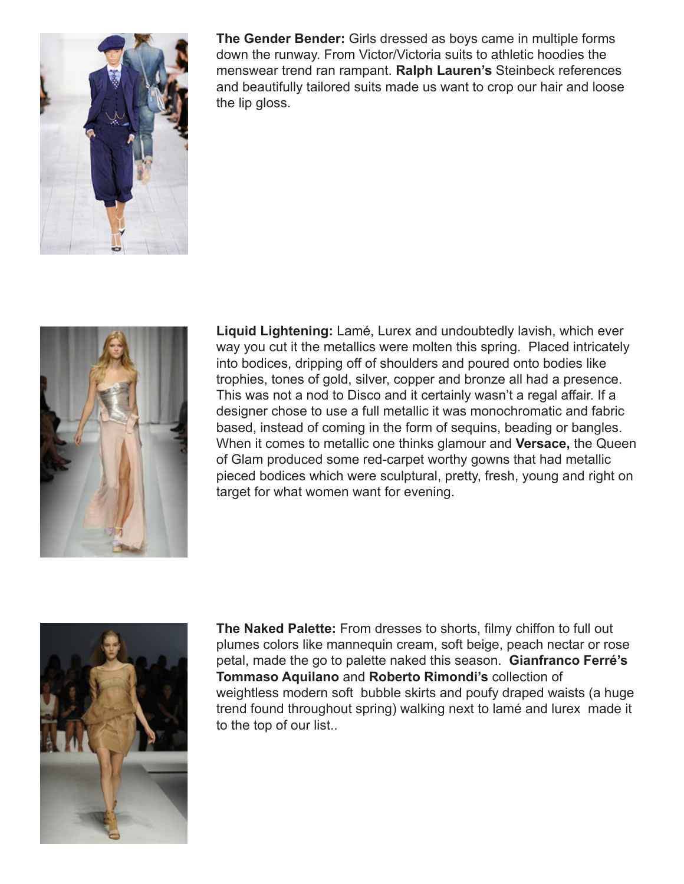**The Gender Bender:** Girls dressed as boys came in multiple forms down the runway. From Victor/Victoria suits to athletic hoodies the menswear trend ran rampant. **Ralph Lauren's** Steinbeck references and beautifully tailored suits made us want to crop our hair and loose the lip gloss.

**Liquid Lightening:** Lamé, Lurex and undoubtedly lavish, which ever way you cut it the metallics were molten this spring. Placed intricately into bodices, dripping off of shoulders and poured onto bodies like trophies, tones of gold, silver, copper and bronze all had a presence. This was not a nod to Disco and it certainly wasn't a regal affair. If a designer chose to use a full metallic it was monochromatic and fabric based, instead of coming in the form of sequins, beading or bangles. When it comes to metallic one thinks glamour and **Versace,** the Queen of Glam produced some red-carpet worthy gowns that had metallic pieced bodices which were sculptural, pretty, fresh, young and right on target for what women want for evening.

**The Naked Palette:** From dresses to shorts, filmy chiffon to full out plumes colors like mannequin cream, soft beige, peach nectar or rose petal, made the go to palette naked this season. **Gianfranco Ferré's Tommaso Aquilano** and **Roberto Rimondi's** collection of weightless modern soft bubble skirts and poufy draped waists (a huge trend found throughout spring) walking next to lamé and lurex made it to the top of our list..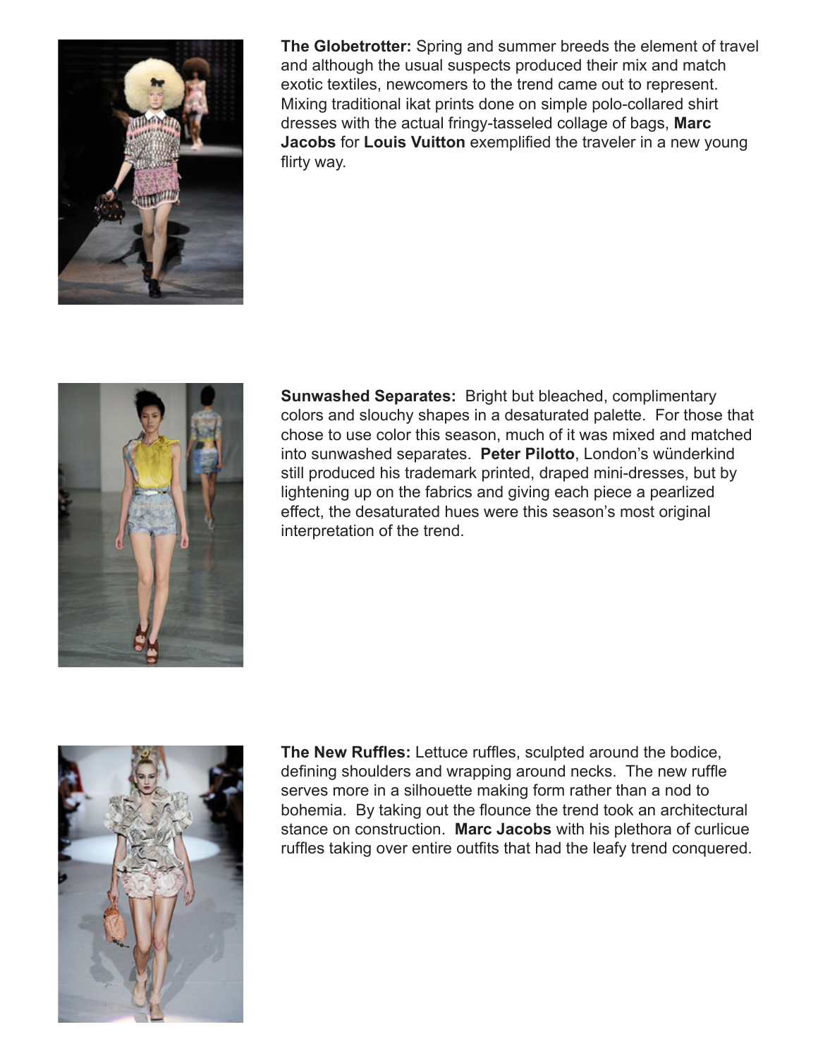**The Globetrotter:** Spring and summer breeds the element of travel and although the usual suspects produced their mix and match exotic textiles, newcomers to the trend came out to represent. Mixing traditional ikat prints done on simple polo-collared shirt dresses with the actual fringy-tasseled collage of bags, **Marc Jacobs** for **Louis Vuitton** exemplified the traveler in a new young flirty way.

**Sunwashed Separates:** Bright but bleached, complimentary colors and slouchy shapes in a desaturated palette. For those that chose to use color this season, much of it was mixed and matched into sunwashed separates. **Peter Pilotto**, London's wünderkind still produced his trademark printed, draped mini-dresses, but by lightening up on the fabrics and giving each piece a pearlized effect, the desaturated hues were this season's most original interpretation of the trend.

**The New Ruffles:** Lettuce ruffles, sculpted around the bodice, defining shoulders and wrapping around necks. The new ruffle serves more in a silhouette making form rather than a nod to bohemia. By taking out the flounce the trend took an architectural stance on construction. **Marc Jacobs** with his plethora of curlicue ruffles taking over entire outfits that had the leafy trend conquered.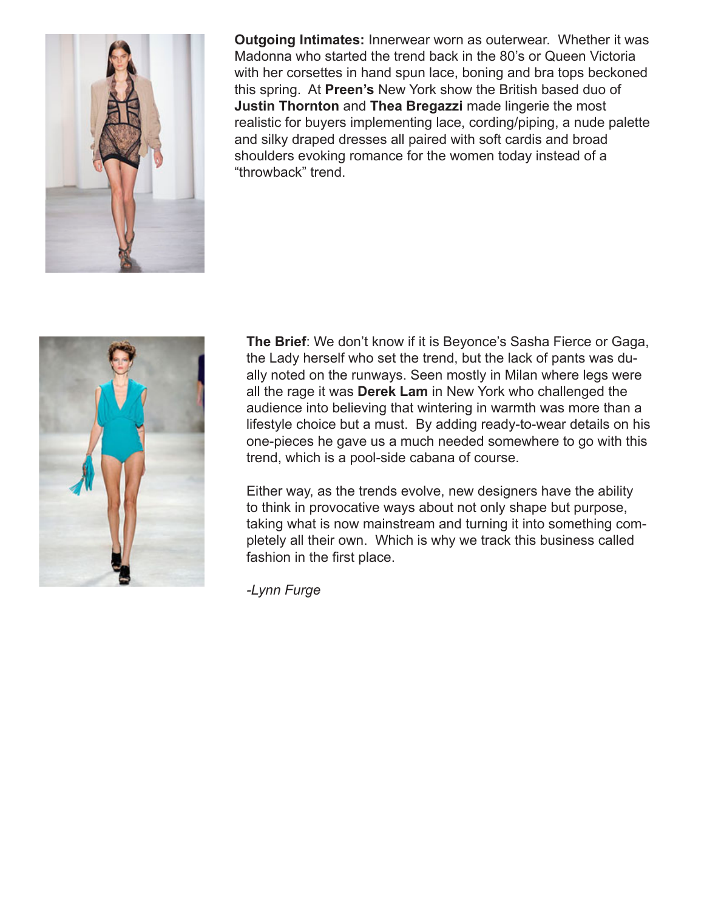**Outgoing Intimates:** Innerwear worn as outerwear. Whether it was Madonna who started the trend back in the 80's or Queen Victoria with her corsettes in hand spun lace, boning and bra tops beckoned this spring. At **Preen's** New York show the British based duo of **Justin Thornton** and **Thea Bregazzi** made lingerie the most realistic for buyers implementing lace, cording/piping, a nude palette and silky draped dresses all paired with soft cardis and broad shoulders evoking romance for the women today instead of a "throwback" trend.

**The Brief**: We don't know if it is Beyonce's Sasha Fierce or Gaga, the Lady herself who set the trend, but the lack of pants was dually noted on the runways. Seen mostly in Milan where legs were all the rage it was **Derek Lam** in New York who challenged the audience into believing that wintering in warmth was more than a lifestyle choice but a must. By adding ready-to-wear details on his one-pieces he gave us a much needed somewhere to go with this trend, which is a pool-side cabana of course.

Either way, as the trends evolve, new designers have the ability to think in provocative ways about not only shape but purpose, taking what is now mainstream and turning it into something completely all their own. Which is why we track this business called fashion in the first place.

*-Lynn Furge*